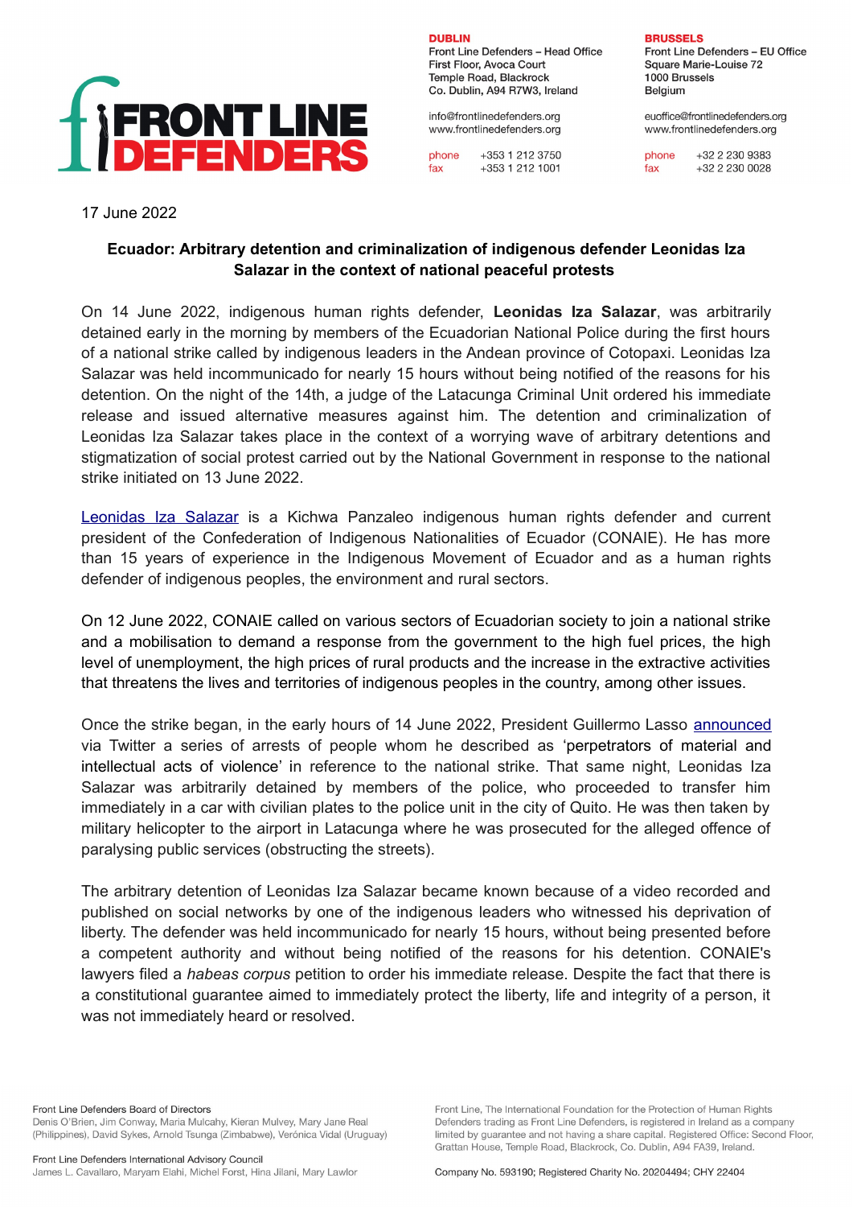**DUBLIN**
Front Line Defenders – Head Office
First Floor, Avoca Court
Temple Road, Blackrock
Co. Dublin, A94 R7W3, Ireland

info@frontlinedefenders.org
www.frontlinedefenders.org

phone +353 1 212 3750
fax +353 1 212 1001

**BRUSSELS**
Front Line Defenders – EU Office
Square Marie-Louise 72
1000 Brussels
Belgium

euoffice@frontlinedefenders.org
www.frontlinedefenders.org

phone +32 2 230 9383
fax +32 2 230 0028

17 June 2022

**Ecuador: Arbitrary detention and criminalization of indigenous defender Leonidas Iza Salazar in the context of national peaceful protests**

On 14 June 2022, indigenous human rights defender, **Leonidas Iza Salazar**, was arbitrarily detained early in the morning by members of the Ecuadorian National Police during the first hours of a national strike called by indigenous leaders in the Andean province of Cotopaxi. Leonidas Iza Salazar was held incommunicado for nearly 15 hours without being notified of the reasons for his detention. On the night of the 14th, a judge of the Latacunga Criminal Unit ordered his immediate release and issued alternative measures against him. The detention and criminalization of Leonidas Iza Salazar takes place in the context of a worrying wave of arbitrary detentions and stigmatization of social protest carried out by the National Government in response to the national strike initiated on 13 June 2022.

Leonidas Iza Salazar is a Kichwa Panzaleo indigenous human rights defender and current president of the Confederation of Indigenous Nationalities of Ecuador (CONAIE). He has more than 15 years of experience in the Indigenous Movement of Ecuador and as a human rights defender of indigenous peoples, the environment and rural sectors.

On 12 June 2022, CONAIE called on various sectors of Ecuadorian society to join a national strike and a mobilisation to demand a response from the government to the high fuel prices, the high level of unemployment, the high prices of rural products and the increase in the extractive activities that threatens the lives and territories of indigenous peoples in the country, among other issues.

Once the strike began, in the early hours of 14 June 2022, President Guillermo Lasso announced via Twitter a series of arrests of people whom he described as 'perpetrators of material and intellectual acts of violence' in reference to the national strike. That same night, Leonidas Iza Salazar was arbitrarily detained by members of the police, who proceeded to transfer him immediately in a car with civilian plates to the police unit in the city of Quito. He was then taken by military helicopter to the airport in Latacunga where he was prosecuted for the alleged offence of paralysing public services (obstructing the streets).

The arbitrary detention of Leonidas Iza Salazar became known because of a video recorded and published on social networks by one of the indigenous leaders who witnessed his deprivation of liberty. The defender was held incommunicado for nearly 15 hours, without being presented before a competent authority and without being notified of the reasons for his detention. CONAIE's lawyers filed a *habeas corpus* petition to order his immediate release. Despite the fact that there is a constitutional guarantee aimed to immediately protect the liberty, life and integrity of a person, it was not immediately heard or resolved.

Front Line Defenders Board of Directors
Denis O'Brien, Jim Conway, Maria Mulcahy, Kieran Mulvey, Mary Jane Real (Philippines), David Sykes, Arnold Tsunga (Zimbabwe), Verónica Vidal (Uruguay)

Front Line Defenders International Advisory Council
James L. Cavallaro, Maryam Elahi, Michel Forst, Hina Jilani, Mary Lawlor

Front Line, The International Foundation for the Protection of Human Rights Defenders trading as Front Line Defenders, is registered in Ireland as a company limited by guarantee and not having a share capital. Registered Office: Second Floor, Grattan House, Temple Road, Blackrock, Co. Dublin, A94 FA39, Ireland.

Company No. 593190; Registered Charity No. 20204494; CHY 22404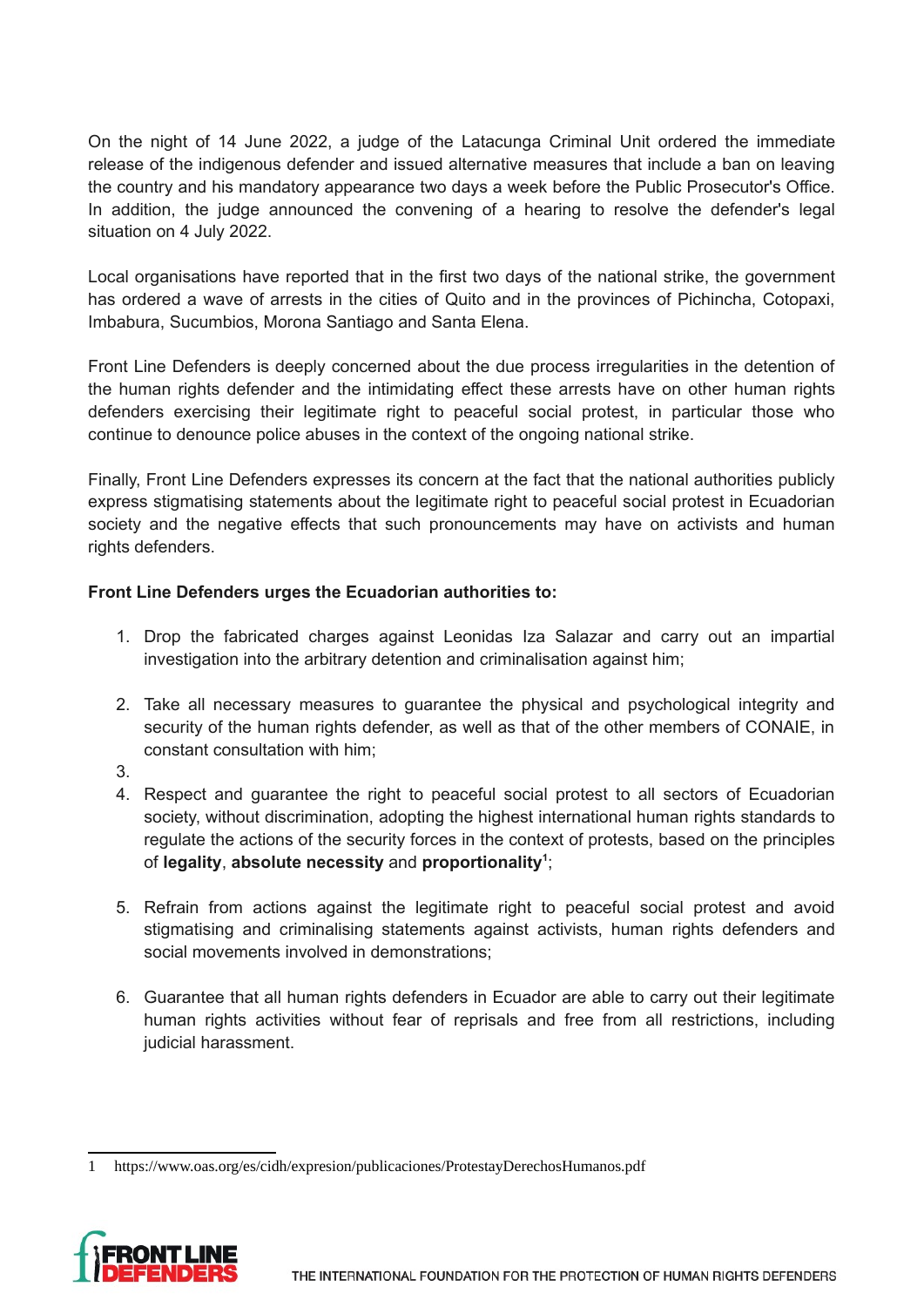On the night of 14 June 2022, a judge of the Latacunga Criminal Unit ordered the immediate release of the indigenous defender and issued alternative measures that include a ban on leaving the country and his mandatory appearance two days a week before the Public Prosecutor's Office. In addition, the judge announced the convening of a hearing to resolve the defender's legal situation on 4 July 2022.

Local organisations have reported that in the first two days of the national strike, the government has ordered a wave of arrests in the cities of Quito and in the provinces of Pichincha, Cotopaxi, Imbabura, Sucumbios, Morona Santiago and Santa Elena.

Front Line Defenders is deeply concerned about the due process irregularities in the detention of the human rights defender and the intimidating effect these arrests have on other human rights defenders exercising their legitimate right to peaceful social protest, in particular those who continue to denounce police abuses in the context of the ongoing national strike.

Finally, Front Line Defenders expresses its concern at the fact that the national authorities publicly express stigmatising statements about the legitimate right to peaceful social protest in Ecuadorian society and the negative effects that such pronouncements may have on activists and human rights defenders.

**Front Line Defenders urges the Ecuadorian authorities to:**

1. Drop the fabricated charges against Leonidas Iza Salazar and carry out an impartial investigation into the arbitrary detention and criminalisation against him;
2. Take all necessary measures to guarantee the physical and psychological integrity and security of the human rights defender, as well as that of the other members of CONAIE, in constant consultation with him;
3. 
4. Respect and guarantee the right to peaceful social protest to all sectors of Ecuadorian society, without discrimination, adopting the highest international human rights standards to regulate the actions of the security forces in the context of protests, based on the principles of **legality**, **absolute necessity** and **proportionality**[1];
5. Refrain from actions against the legitimate right to peaceful social protest and avoid stigmatising and criminalising statements against activists, human rights defenders and social movements involved in demonstrations;
6. Guarantee that all human rights defenders in Ecuador are able to carry out their legitimate human rights activities without fear of reprisals and free from all restrictions, including judicial harassment.

---

1 https://www.oas.org/es/cidh/expresion/publicaciones/ProtestayDerechosHumanos.pdf